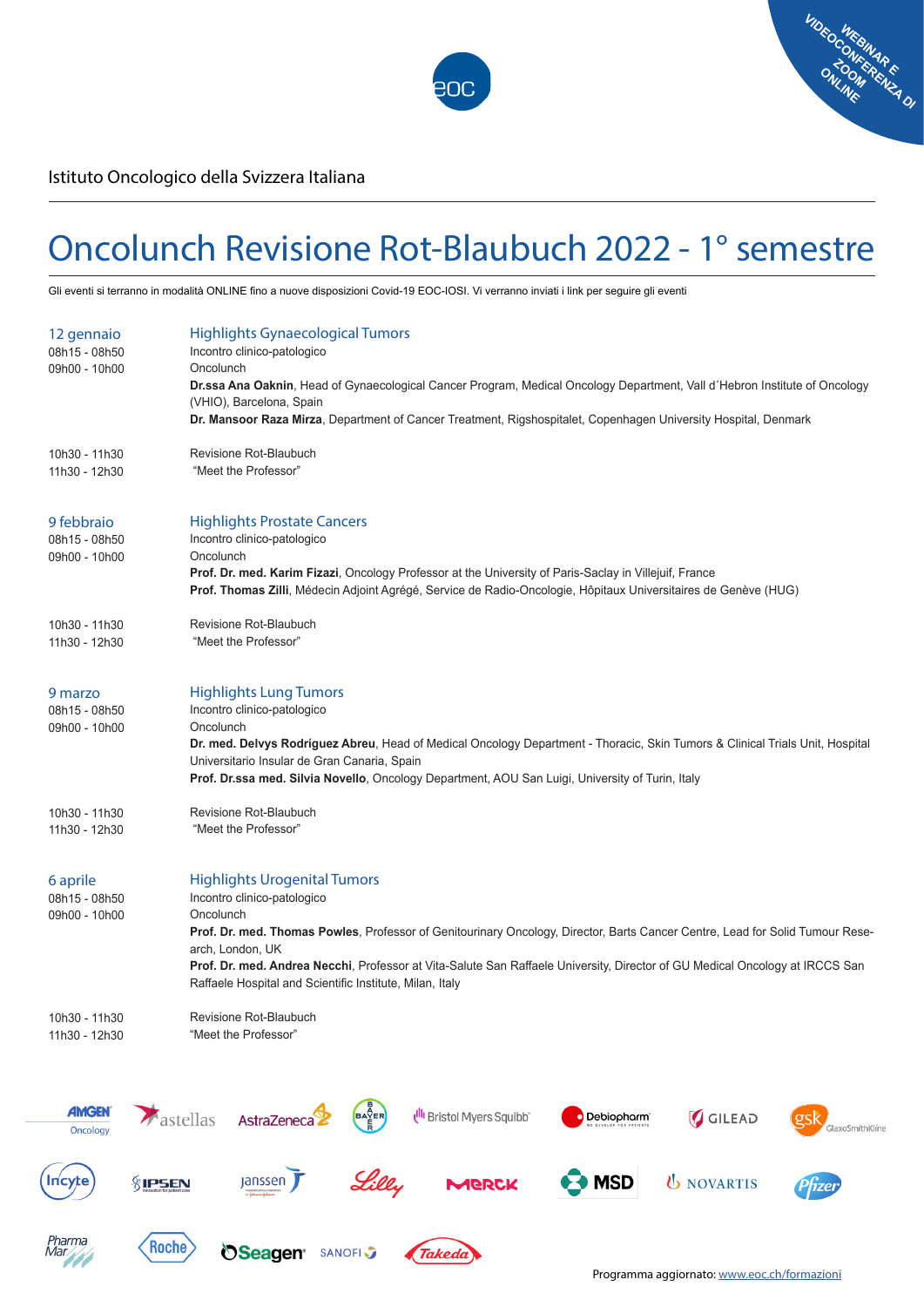WEBINAR E VIDEOCONFERENZA DI ZOOM ONLINE

Istituto Oncologico della Svizzera Italiana

# Oncolunch Revisione Rot-Blaubuch 2022 - 1° semestre

Gli eventi si terranno in modalità ONLINE fino a nuove disposizioni Covid-19 EOC-IOSI. Vi verranno inviati i link per seguire gli eventi

## 12 gennaio

### Highlights Gynaecological Tumors

08h15 - 08h50 Incontro clinico-patologico

09h00 - 10h00 Oncolunch

**Dr.ssa Ana Oaknin**, Head of Gynaecological Cancer Program, Medical Oncology Department, Vall d´Hebron Institute of Oncology (VHIO), Barcelona, Spain

**Dr. Mansoor Raza Mirza**, Department of Cancer Treatment, Rigshospitalet, Copenhagen University Hospital, Denmark

10h30 - 11h30 Revisione Rot-Blaubuch

11h30 - 12h30 "Meet the Professor"

## 9 febbraio

### Highlights Prostate Cancers

08h15 - 08h50 Incontro clinico-patologico

09h00 - 10h00 Oncolunch

**Prof. Dr. med. Karim Fizazi**, Oncology Professor at the University of Paris-Saclay in Villejuif, France

**Prof. Thomas Zilli**, Médecin Adjoint Agrégé, Service de Radio-Oncologie, Hôpitaux Universitaires de Genève (HUG)

10h30 - 11h30 Revisione Rot-Blaubuch

11h30 - 12h30 "Meet the Professor"

## 9 marzo

### Highlights Lung Tumors

08h15 - 08h50 Incontro clinico-patologico

09h00 - 10h00 Oncolunch

**Dr. med. Delvys Rodríguez Abreu**, Head of Medical Oncology Department - Thoracic, Skin Tumors & Clinical Trials Unit, Hospital Universitario Insular de Gran Canaria, Spain

**Prof. Dr.ssa med. Silvia Novello**, Oncology Department, AOU San Luigi, University of Turin, Italy

10h30 - 11h30 Revisione Rot-Blaubuch

11h30 - 12h30 "Meet the Professor"

## 6 aprile

### Highlights Urogenital Tumors

08h15 - 08h50 Incontro clinico-patologico

09h00 - 10h00 Oncolunch

**Prof. Dr. med. Thomas Powles**, Professor of Genitourinary Oncology, Director, Barts Cancer Centre, Lead for Solid Tumour Research, London, UK

**Prof. Dr. med. Andrea Necchi**, Professor at Vita-Salute San Raffaele University, Director of GU Medical Oncology at IRCCS San Raffaele Hospital and Scientific Institute, Milan, Italy

10h30 - 11h30 Revisione Rot-Blaubuch

11h30 - 12h30 "Meet the Professor"

AMGEN Oncology, astellas, AstraZeneca, BAYER, Bristol Myers Squibb, Debiopharm, GILEAD, gsk GlaxoSmithKline, Incyte, IPSEN, Janssen, Lilly, MERCK, MSD, NOVARTIS, Pfizer, PharmaMar, Roche, Seagen, SANOFI, Takeda

Programma aggiornato: www.eoc.ch/formazioni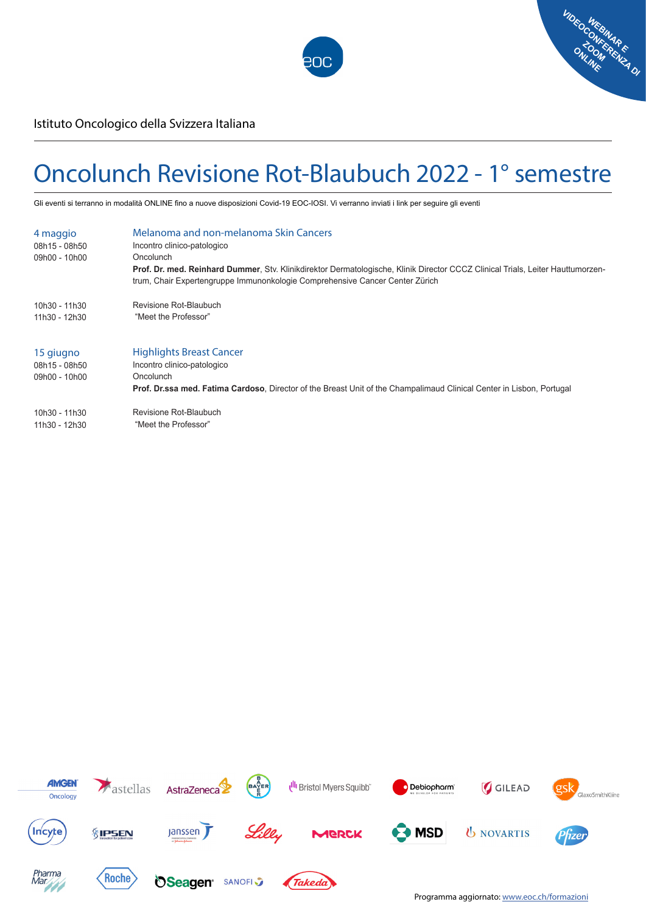WEBINAR E VIDEOCONFERENZA DI ZOOM ONLINE

Istituto Oncologico della Svizzera Italiana

# Oncolunch Revisione Rot-Blaubuch 2022 - 1° semestre

Gli eventi si terranno in modalità ONLINE fino a nuove disposizioni Covid-19 EOC-IOSI. Vi verranno inviati i link per seguire gli eventi

## 4 maggio — Melanoma and non-melanoma Skin Cancers

08h15 - 08h50 Incontro clinico-patologico
09h00 - 10h00 Oncolunch
**Prof. Dr. med. Reinhard Dummer**, Stv. Klinikdirektor Dermatologische, Klinik Director CCCZ Clinical Trials, Leiter Hauttumorzentrum, Chair Expertengruppe Immunonkologie Comprehensive Cancer Center Zürich

10h30 - 11h30 Revisione Rot-Blaubuch
11h30 - 12h30 "Meet the Professor"

## 15 giugno — Highlights Breast Cancer

08h15 - 08h50 Incontro clinico-patologico
09h00 - 10h00 Oncolunch
**Prof. Dr.ssa med. Fatima Cardoso**, Director of the Breast Unit of the Champalimaud Clinical Center in Lisbon, Portugal

10h30 - 11h30 Revisione Rot-Blaubuch
11h30 - 12h30 "Meet the Professor"

Programma aggiornato: www.eoc.ch/formazioni